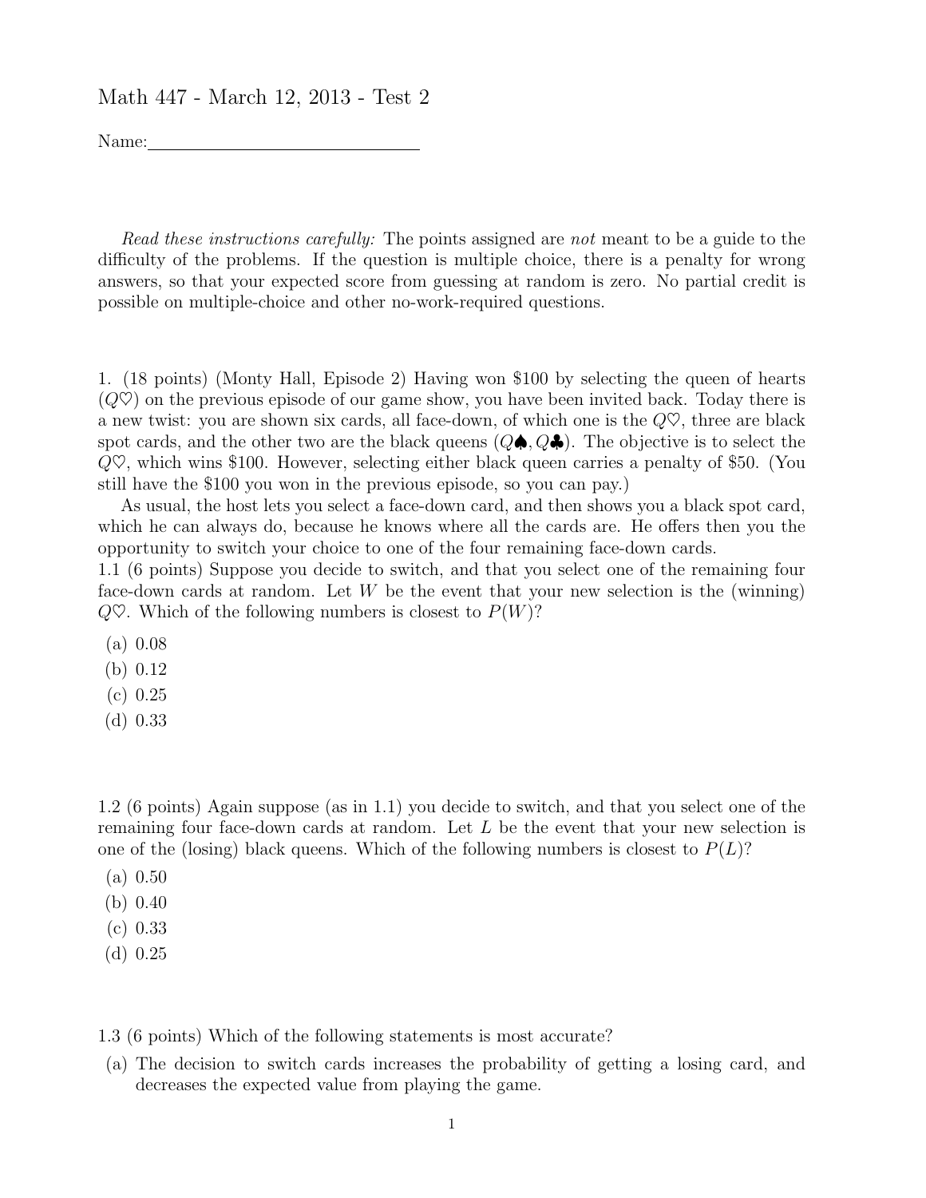Math 447 - March 12, 2013 - Test 2

Name:\_\_\_\_\_\_\_\_\_\_\_\_\_\_\_\_\_\_\_\_\_\_\_\_\_\_\_\_

*Read these instructions carefully:* The points assigned are *not* meant to be a guide to the difficulty of the problems. If the question is multiple choice, there is a penalty for wrong answers, so that your expected score from guessing at random is zero. No partial credit is possible on multiple-choice and other no-work-required questions.

1. (18 points) (Monty Hall, Episode 2) Having won \$100 by selecting the queen of hearts ($Q\heartsuit$) on the previous episode of our game show, you have been invited back. Today there is a new twist: you are shown six cards, all face-down, of which one is the $Q\heartsuit$, three are black spot cards, and the other two are the black queens ($Q\spadesuit, Q\clubsuit$). The objective is to select the $Q\heartsuit$, which wins \$100. However, selecting either black queen carries a penalty of \$50. (You still have the \$100 you won in the previous episode, so you can pay.)

As usual, the host lets you select a face-down card, and then shows you a black spot card, which he can always do, because he knows where all the cards are. He offers then you the opportunity to switch your choice to one of the four remaining face-down cards.

1.1 (6 points) Suppose you decide to switch, and that you select one of the remaining four face-down cards at random. Let $W$ be the event that your new selection is the (winning) $Q\heartsuit$. Which of the following numbers is closest to $P(W)$?

(a) 0.08
(b) 0.12
(c) 0.25
(d) 0.33

1.2 (6 points) Again suppose (as in 1.1) you decide to switch, and that you select one of the remaining four face-down cards at random. Let $L$ be the event that your new selection is one of the (losing) black queens. Which of the following numbers is closest to $P(L)$?

(a) 0.50
(b) 0.40
(c) 0.33
(d) 0.25

1.3 (6 points) Which of the following statements is most accurate?

(a) The decision to switch cards increases the probability of getting a losing card, and decreases the expected value from playing the game.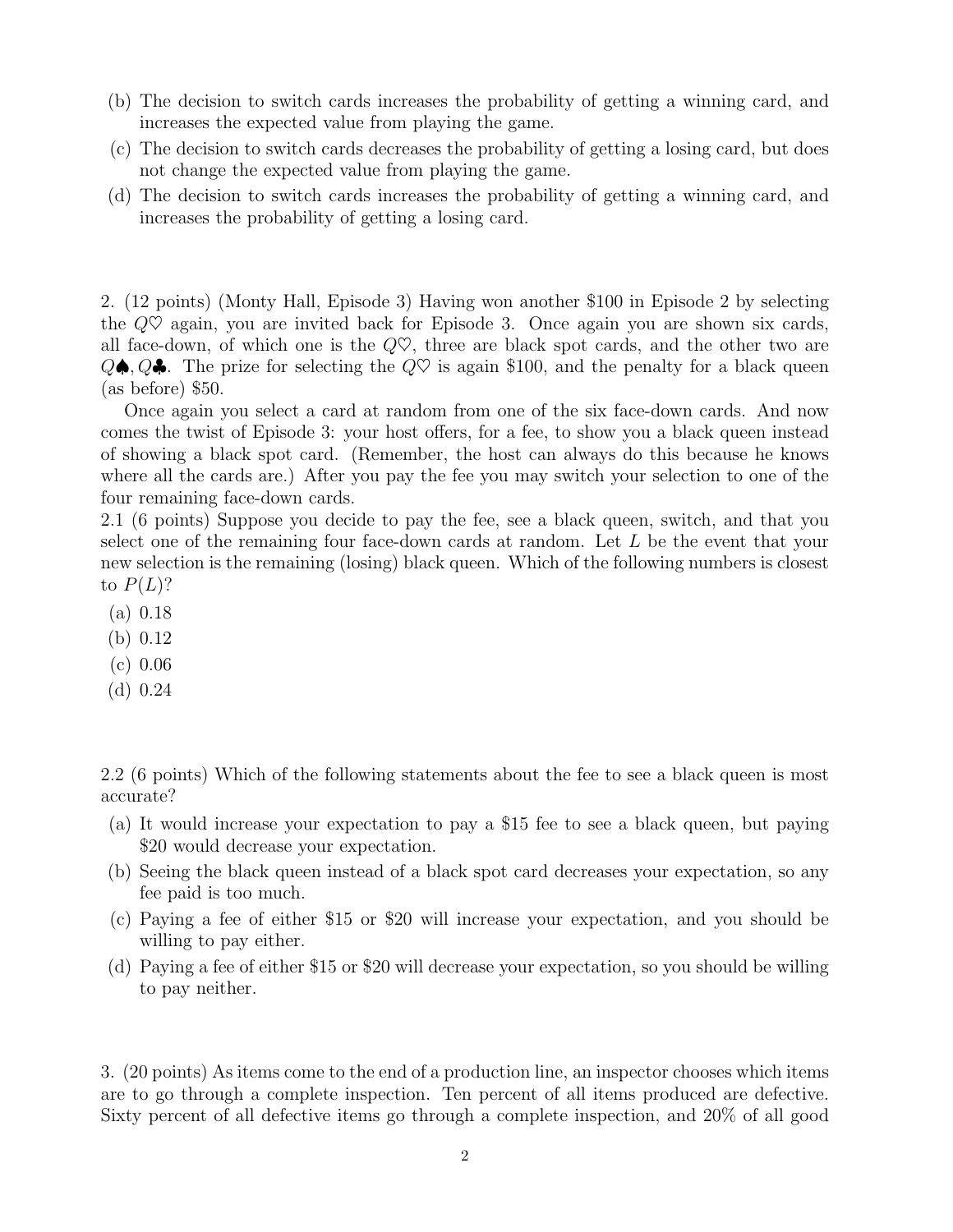(b) The decision to switch cards increases the probability of getting a winning card, and increases the expected value from playing the game.

(c) The decision to switch cards decreases the probability of getting a losing card, but does not change the expected value from playing the game.

(d) The decision to switch cards increases the probability of getting a winning card, and increases the probability of getting a losing card.

2. (12 points) (Monty Hall, Episode 3) Having won another \$100 in Episode 2 by selecting the $Q\heartsuit$ again, you are invited back for Episode 3. Once again you are shown six cards, all face-down, of which one is the $Q\heartsuit$, three are black spot cards, and the other two are $Q\spadesuit, Q\clubsuit$. The prize for selecting the $Q\heartsuit$ is again \$100, and the penalty for a black queen (as before) \$50.

Once again you select a card at random from one of the six face-down cards. And now comes the twist of Episode 3: your host offers, for a fee, to show you a black queen instead of showing a black spot card. (Remember, the host can always do this because he knows where all the cards are.) After you pay the fee you may switch your selection to one of the four remaining face-down cards.

2.1 (6 points) Suppose you decide to pay the fee, see a black queen, switch, and that you select one of the remaining four face-down cards at random. Let $L$ be the event that your new selection is the remaining (losing) black queen. Which of the following numbers is closest to $P(L)$?

(a) 0.18

(b) 0.12

(c) 0.06

(d) 0.24

2.2 (6 points) Which of the following statements about the fee to see a black queen is most accurate?

(a) It would increase your expectation to pay a \$15 fee to see a black queen, but paying \$20 would decrease your expectation.

(b) Seeing the black queen instead of a black spot card decreases your expectation, so any fee paid is too much.

(c) Paying a fee of either \$15 or \$20 will increase your expectation, and you should be willing to pay either.

(d) Paying a fee of either \$15 or \$20 will decrease your expectation, so you should be willing to pay neither.

3. (20 points) As items come to the end of a production line, an inspector chooses which items are to go through a complete inspection. Ten percent of all items produced are defective. Sixty percent of all defective items go through a complete inspection, and 20% of all good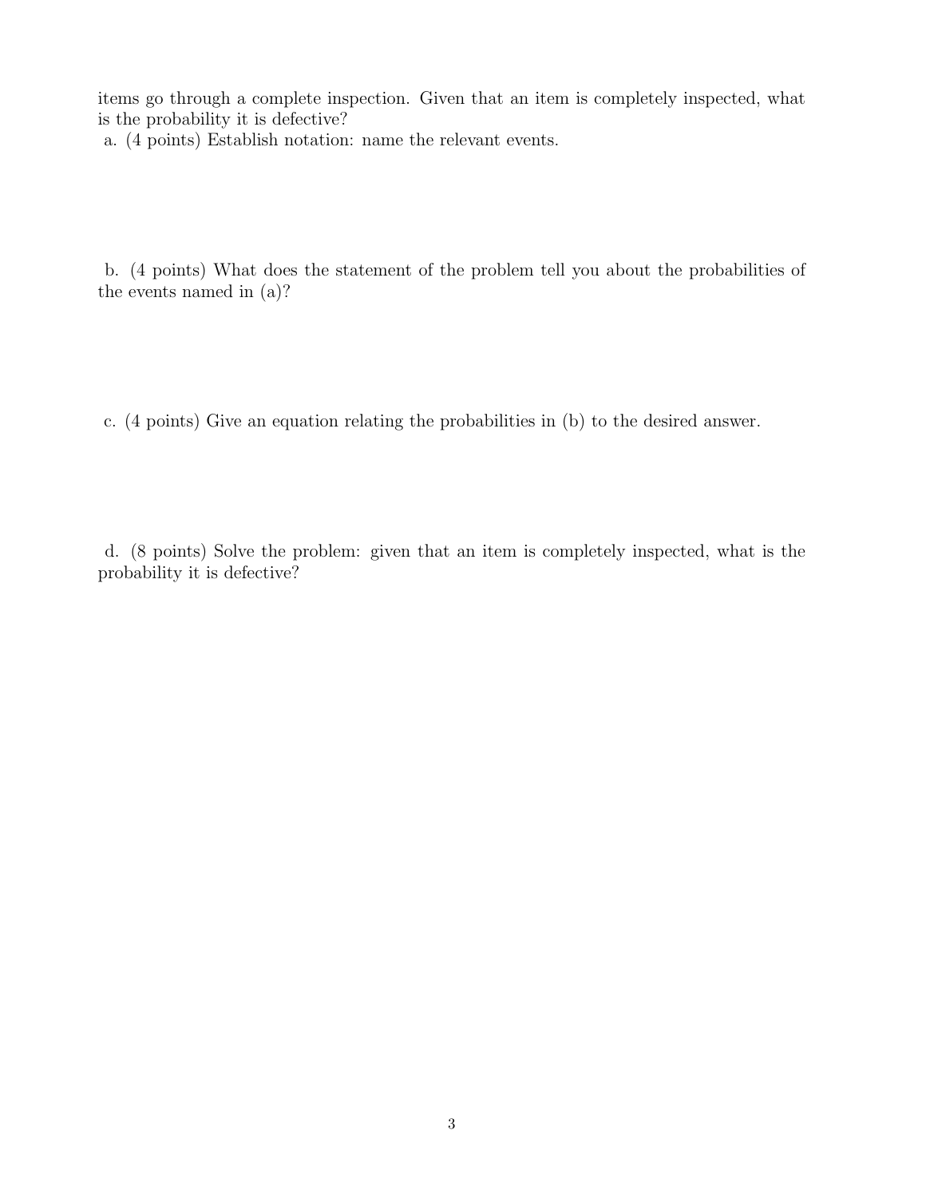items go through a complete inspection. Given that an item is completely inspected, what is the probability it is defective?

a. (4 points) Establish notation: name the relevant events.

b. (4 points) What does the statement of the problem tell you about the probabilities of the events named in (a)?

c. (4 points) Give an equation relating the probabilities in (b) to the desired answer.

d. (8 points) Solve the problem: given that an item is completely inspected, what is the probability it is defective?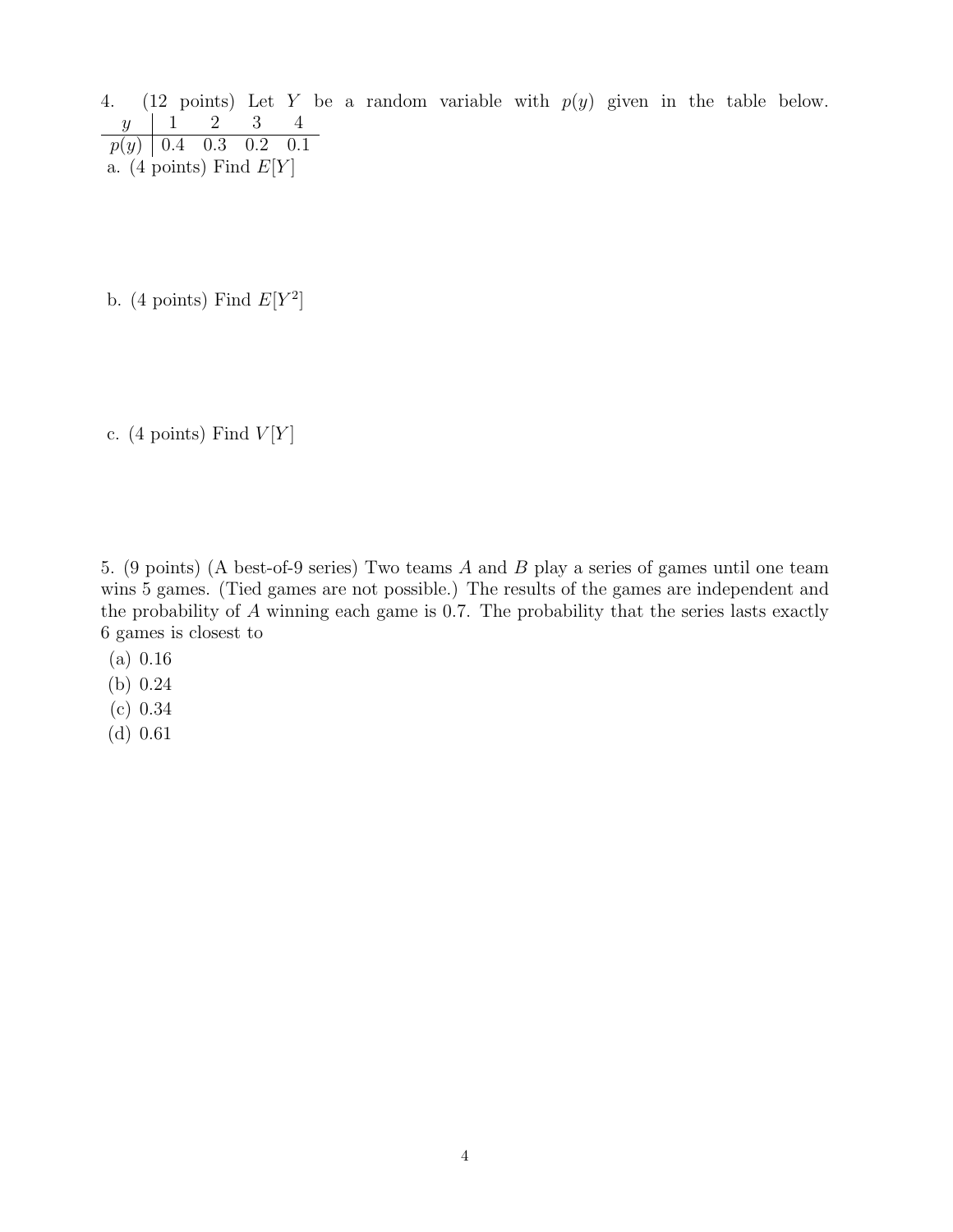4. (12 points) Let $Y$ be a random variable with $p(y)$ given in the table below.

| $y$ | 1 | 2 | 3 | 4 |
| --- | --- | --- | --- | --- |
| $p(y)$ | 0.4 | 0.3 | 0.2 | 0.1 |

a. (4 points) Find $E[Y]$

b. (4 points) Find $E[Y^2]$

c. (4 points) Find $V[Y]$

5. (9 points) (A best-of-9 series) Two teams $A$ and $B$ play a series of games until one team wins 5 games. (Tied games are not possible.) The results of the games are independent and the probability of $A$ winning each game is 0.7. The probability that the series lasts exactly 6 games is closest to

(a) 0.16
(b) 0.24
(c) 0.34
(d) 0.61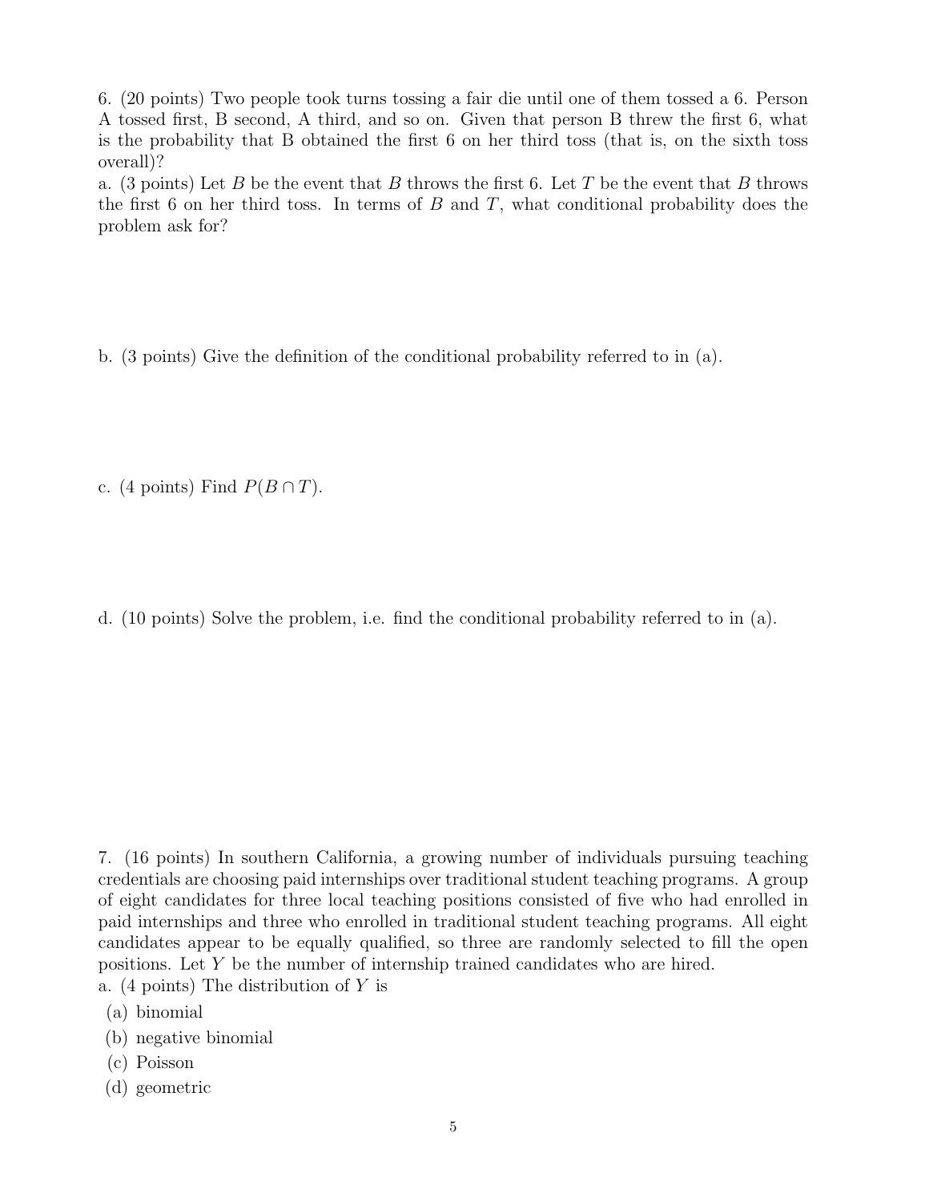6. (20 points) Two people took turns tossing a fair die until one of them tossed a 6. Person A tossed first, B second, A third, and so on. Given that person B threw the first 6, what is the probability that B obtained the first 6 on her third toss (that is, on the sixth toss overall)?

a. (3 points) Let $B$ be the event that $B$ throws the first 6. Let $T$ be the event that $B$ throws the first 6 on her third toss. In terms of $B$ and $T$, what conditional probability does the problem ask for?

b. (3 points) Give the definition of the conditional probability referred to in (a).

c. (4 points) Find $P(B \cap T)$.

d. (10 points) Solve the problem, i.e. find the conditional probability referred to in (a).

7. (16 points) In southern California, a growing number of individuals pursuing teaching credentials are choosing paid internships over traditional student teaching programs. A group of eight candidates for three local teaching positions consisted of five who had enrolled in paid internships and three who enrolled in traditional student teaching programs. All eight candidates appear to be equally qualified, so three are randomly selected to fill the open positions. Let $Y$ be the number of internship trained candidates who are hired.

a. (4 points) The distribution of $Y$ is

(a) binomial

(b) negative binomial

(c) Poisson

(d) geometric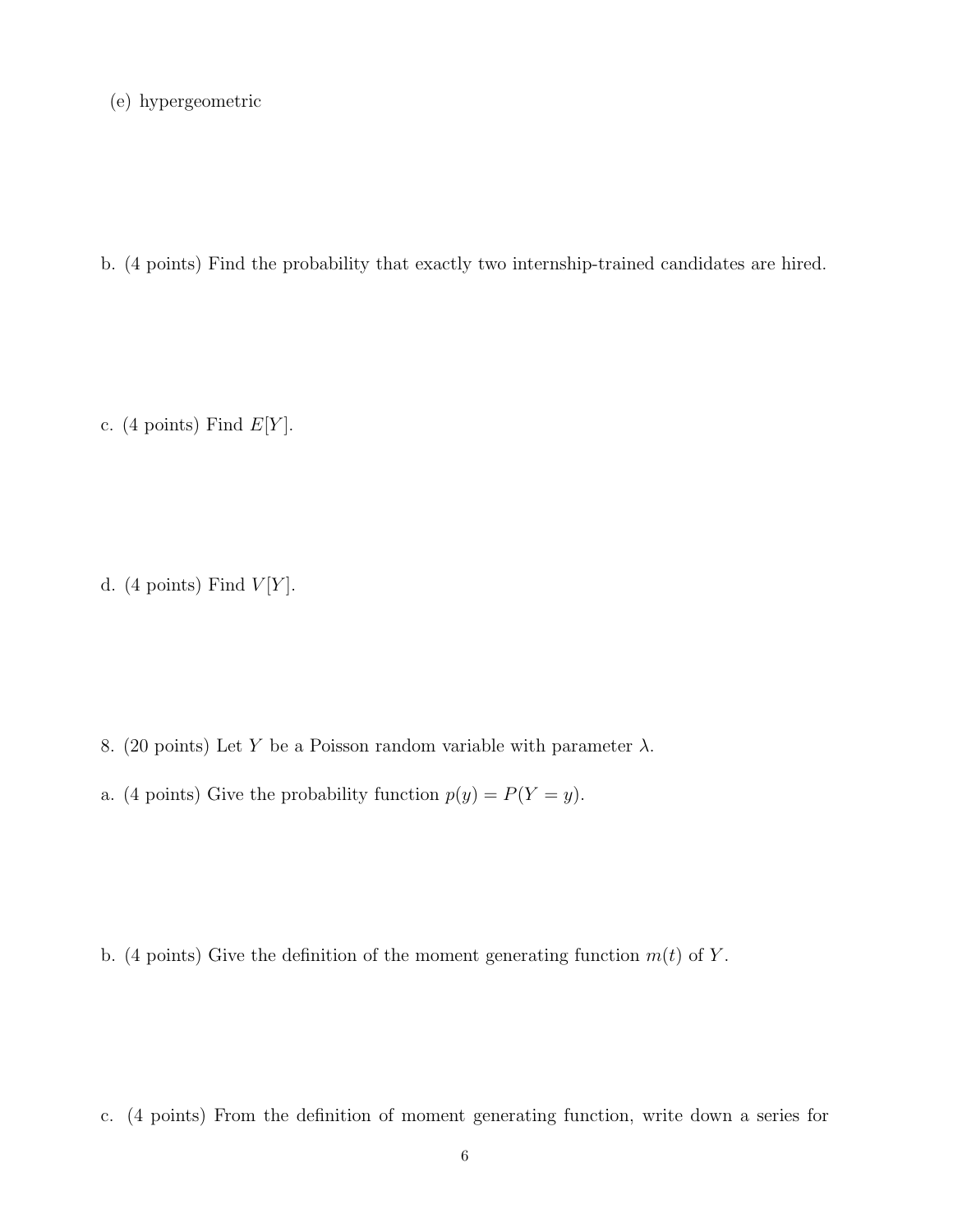(e) hypergeometric

b. (4 points) Find the probability that exactly two internship-trained candidates are hired.

c. (4 points) Find $E[Y]$.

d. (4 points) Find $V[Y]$.

8. (20 points) Let $Y$ be a Poisson random variable with parameter $\lambda$.

a. (4 points) Give the probability function $p(y) = P(Y = y)$.

b. (4 points) Give the definition of the moment generating function $m(t)$ of $Y$.

c. (4 points) From the definition of moment generating function, write down a series for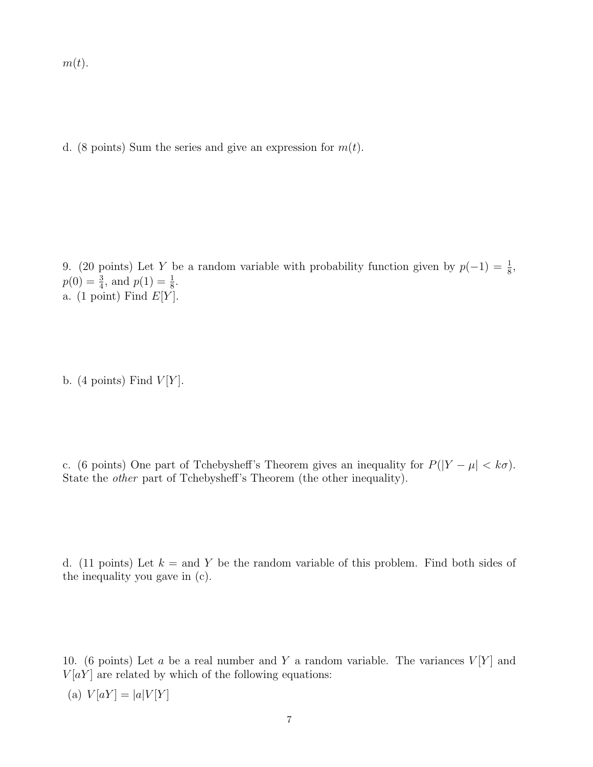$m(t)$.

d. (8 points) Sum the series and give an expression for $m(t)$.

9. (20 points) Let $Y$ be a random variable with probability function given by $p(-1) = \frac{1}{8}$, $p(0) = \frac{3}{4}$, and $p(1) = \frac{1}{8}$.
a. (1 point) Find $E[Y]$.

b. (4 points) Find $V[Y]$.

c. (6 points) One part of Tchebysheff's Theorem gives an inequality for $P(|Y - \mu| < k\sigma)$. State the *other* part of Tchebysheff's Theorem (the other inequality).

d. (11 points) Let $k =$ and $Y$ be the random variable of this problem. Find both sides of the inequality you gave in (c).

10. (6 points) Let $a$ be a real number and $Y$ a random variable. The variances $V[Y]$ and $V[aY]$ are related by which of the following equations:

(a) $V[aY] = |a|V[Y]$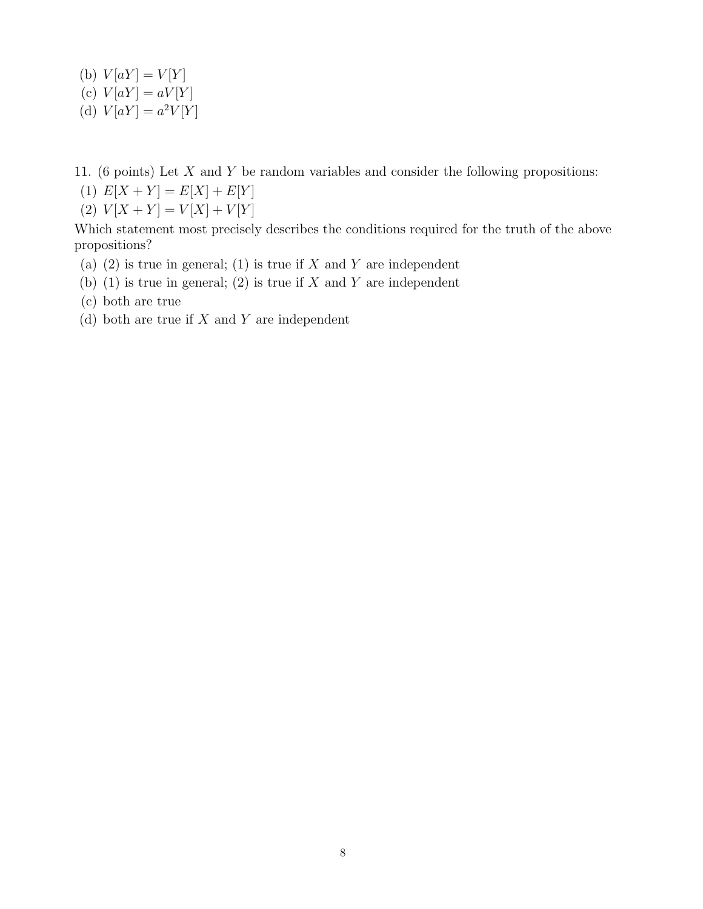(b) $V[aY] = V[Y]$
(c) $V[aY] = aV[Y]$
(d) $V[aY] = a^2V[Y]$

11. (6 points) Let $X$ and $Y$ be random variables and consider the following propositions:
(1) $E[X + Y] = E[X] + E[Y]$
(2) $V[X + Y] = V[X] + V[Y]$
Which statement most precisely describes the conditions required for the truth of the above propositions?
(a) (2) is true in general; (1) is true if $X$ and $Y$ are independent
(b) (1) is true in general; (2) is true if $X$ and $Y$ are independent
(c) both are true
(d) both are true if $X$ and $Y$ are independent